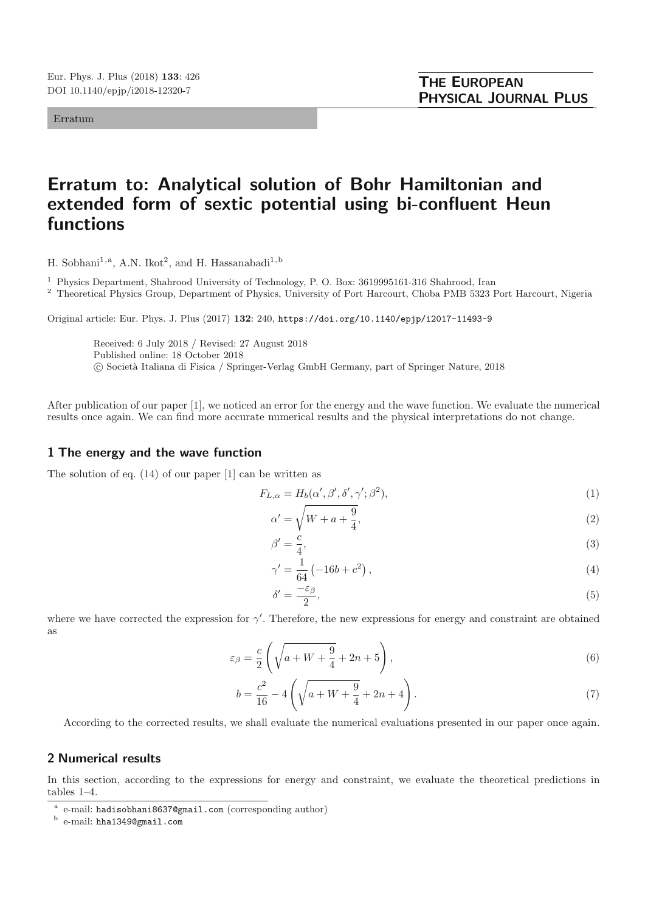Erratum

# Erratum to: Analytical solution of Bohr Hamiltonian and extended form of sextic potential using bi-confluent Heun functions

H. Sobhani[1,a], A.N. Ikot[2], and H. Hassanabadi[1,b]

[1] Physics Department, Shahrood University of Technology, P. O. Box: 3619995161-316 Shahrood, Iran

[2] Theoretical Physics Group, Department of Physics, University of Port Harcourt, Choba PMB 5323 Port Harcourt, Nigeria

Original article: Eur. Phys. J. Plus (2017) **132**: 240, https://doi.org/10.1140/epjp/i2017-11493-9

Received: 6 July 2018 / Revised: 27 August 2018
Published online: 18 October 2018
© Società Italiana di Fisica / Springer-Verlag GmbH Germany, part of Springer Nature, 2018

After publication of our paper [1], we noticed an error for the energy and the wave function. We evaluate the numerical results once again. We can find more accurate numerical results and the physical interpretations do not change.

## 1 The energy and the wave function

The solution of eq. (14) of our paper [1] can be written as

$$F_{L,\alpha} = H_b(\alpha', \beta', \delta', \gamma'; \beta^2), \tag{1}$$

$$\alpha' = \sqrt{W + a + \frac{9}{4}}, \tag{2}$$

$$\beta' = \frac{c}{4}, \tag{3}$$

$$\gamma' = \frac{1}{64}\left(-16b + c^2\right), \tag{4}$$

$$\delta' = \frac{-\varepsilon_\beta}{2}, \tag{5}$$

where we have corrected the expression for $\gamma'$. Therefore, the new expressions for energy and constraint are obtained as

$$\varepsilon_\beta = \frac{c}{2}\left(\sqrt{a + W + \frac{9}{4}} + 2n + 5\right), \tag{6}$$

$$b = \frac{c^2}{16} - 4\left(\sqrt{a + W + \frac{9}{4}} + 2n + 4\right). \tag{7}$$

According to the corrected results, we shall evaluate the numerical evaluations presented in our paper once again.

## 2 Numerical results

In this section, according to the expressions for energy and constraint, we evaluate the theoretical predictions in tables 1–4.

---

[a] e-mail: hadisobhani8637@gmail.com (corresponding author)

[b] e-mail: hha1349@gmail.com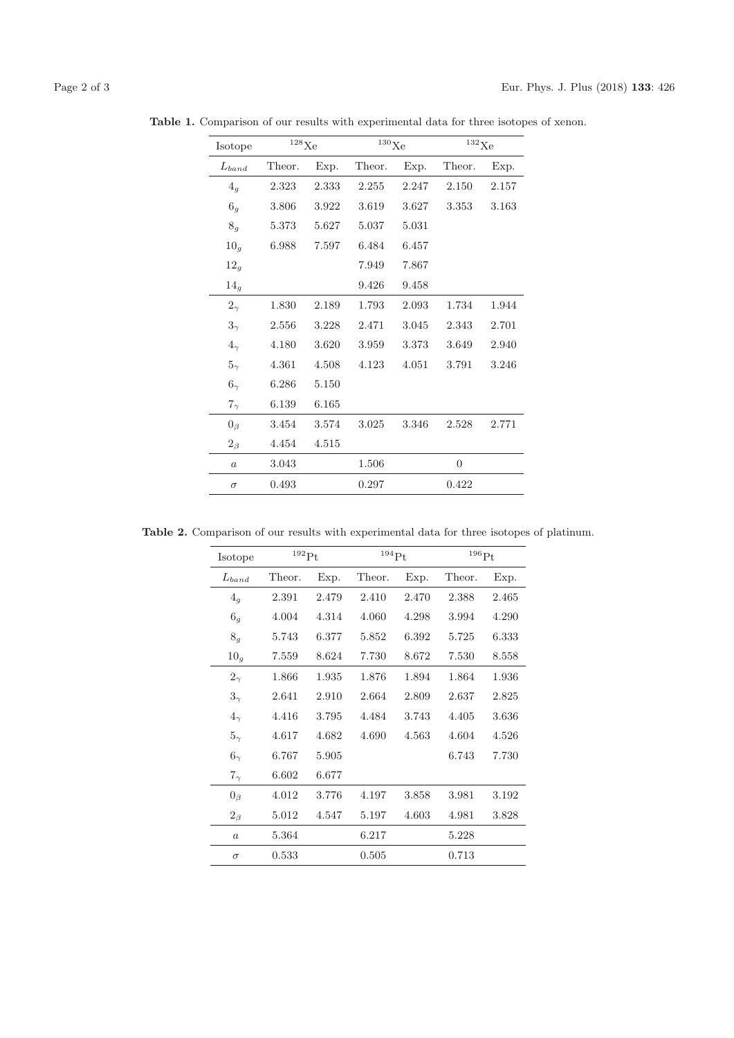**Table 1.** Comparison of our results with experimental data for three isotopes of xenon.

| Isotope | $^{128}$Xe | | $^{130}$Xe | | $^{132}$Xe | |
|---|---|---|---|---|---|---|
| $L_{band}$ | Theor. | Exp. | Theor. | Exp. | Theor. | Exp. |
| $4_g$ | 2.323 | 2.333 | 2.255 | 2.247 | 2.150 | 2.157 |
| $6_g$ | 3.806 | 3.922 | 3.619 | 3.627 | 3.353 | 3.163 |
| $8_g$ | 5.373 | 5.627 | 5.037 | 5.031 | | |
| $10_g$ | 6.988 | 7.597 | 6.484 | 6.457 | | |
| $12_g$ | | | 7.949 | 7.867 | | |
| $14_g$ | | | 9.426 | 9.458 | | |
| $2_\gamma$ | 1.830 | 2.189 | 1.793 | 2.093 | 1.734 | 1.944 |
| $3_\gamma$ | 2.556 | 3.228 | 2.471 | 3.045 | 2.343 | 2.701 |
| $4_\gamma$ | 4.180 | 3.620 | 3.959 | 3.373 | 3.649 | 2.940 |
| $5_\gamma$ | 4.361 | 4.508 | 4.123 | 4.051 | 3.791 | 3.246 |
| $6_\gamma$ | 6.286 | 5.150 | | | | |
| $7_\gamma$ | 6.139 | 6.165 | | | | |
| $0_\beta$ | 3.454 | 3.574 | 3.025 | 3.346 | 2.528 | 2.771 |
| $2_\beta$ | 4.454 | 4.515 | | | | |
| $a$ | 3.043 | | 1.506 | | 0 | |
| $\sigma$ | 0.493 | | 0.297 | | 0.422 | |

**Table 2.** Comparison of our results with experimental data for three isotopes of platinum.

| Isotope | $^{192}$Pt | | $^{194}$Pt | | $^{196}$Pt | |
|---|---|---|---|---|---|---|
| $L_{band}$ | Theor. | Exp. | Theor. | Exp. | Theor. | Exp. |
| $4_g$ | 2.391 | 2.479 | 2.410 | 2.470 | 2.388 | 2.465 |
| $6_g$ | 4.004 | 4.314 | 4.060 | 4.298 | 3.994 | 4.290 |
| $8_g$ | 5.743 | 6.377 | 5.852 | 6.392 | 5.725 | 6.333 |
| $10_g$ | 7.559 | 8.624 | 7.730 | 8.672 | 7.530 | 8.558 |
| $2_\gamma$ | 1.866 | 1.935 | 1.876 | 1.894 | 1.864 | 1.936 |
| $3_\gamma$ | 2.641 | 2.910 | 2.664 | 2.809 | 2.637 | 2.825 |
| $4_\gamma$ | 4.416 | 3.795 | 4.484 | 3.743 | 4.405 | 3.636 |
| $5_\gamma$ | 4.617 | 4.682 | 4.690 | 4.563 | 4.604 | 4.526 |
| $6_\gamma$ | 6.767 | 5.905 | | | 6.743 | 7.730 |
| $7_\gamma$ | 6.602 | 6.677 | | | | |
| $0_\beta$ | 4.012 | 3.776 | 4.197 | 3.858 | 3.981 | 3.192 |
| $2_\beta$ | 5.012 | 4.547 | 5.197 | 4.603 | 4.981 | 3.828 |
| $a$ | 5.364 | | 6.217 | | 5.228 | |
| $\sigma$ | 0.533 | | 0.505 | | 0.713 | |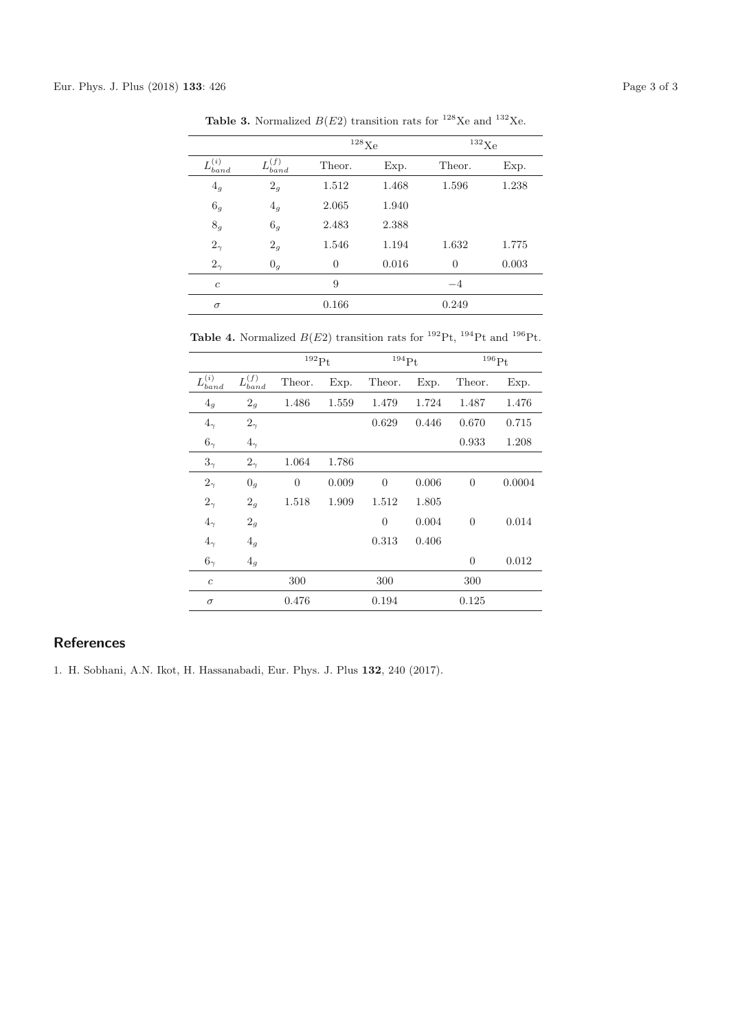**Table 3.** Normalized $B(E2)$ transition rats for $^{128}$Xe and $^{132}$Xe.

| | | $^{128}$Xe | | $^{132}$Xe | |
|---|---|---|---|---|---|
| $L_{band}^{(i)}$ | $L_{band}^{(f)}$ | Theor. | Exp. | Theor. | Exp. |
| $4_g$ | $2_g$ | 1.512 | 1.468 | 1.596 | 1.238 |
| $6_g$ | $4_g$ | 2.065 | 1.940 | | |
| $8_g$ | $6_g$ | 2.483 | 2.388 | | |
| $2_\gamma$ | $2_g$ | 1.546 | 1.194 | 1.632 | 1.775 |
| $2_\gamma$ | $0_g$ | 0 | 0.016 | 0 | 0.003 |
| $c$ | | 9 | | $-4$ | |
| $\sigma$ | | 0.166 | | 0.249 | |

**Table 4.** Normalized $B(E2)$ transition rats for $^{192}$Pt, $^{194}$Pt and $^{196}$Pt.

| | | $^{192}$Pt | | $^{194}$Pt | | $^{196}$Pt | |
|---|---|---|---|---|---|---|---|
| $L_{band}^{(i)}$ | $L_{band}^{(f)}$ | Theor. | Exp. | Theor. | Exp. | Theor. | Exp. |
| $4_g$ | $2_g$ | 1.486 | 1.559 | 1.479 | 1.724 | 1.487 | 1.476 |
| $4_\gamma$ | $2_\gamma$ | | | 0.629 | 0.446 | 0.670 | 0.715 |
| $6_\gamma$ | $4_\gamma$ | | | | | 0.933 | 1.208 |
| $3_\gamma$ | $2_\gamma$ | 1.064 | 1.786 | | | | |
| $2_\gamma$ | $0_g$ | 0 | 0.009 | 0 | 0.006 | 0 | 0.0004 |
| $2_\gamma$ | $2_g$ | 1.518 | 1.909 | 1.512 | 1.805 | | |
| $4_\gamma$ | $2_g$ | | | 0 | 0.004 | 0 | 0.014 |
| $4_\gamma$ | $4_g$ | | | 0.313 | 0.406 | | |
| $6_\gamma$ | $4_g$ | | | | | 0 | 0.012 |
| $c$ | | 300 | | 300 | | 300 | |
| $\sigma$ | | 0.476 | | 0.194 | | 0.125 | |

## References

1. H. Sobhani, A.N. Ikot, H. Hassanabadi, Eur. Phys. J. Plus **132**, 240 (2017).